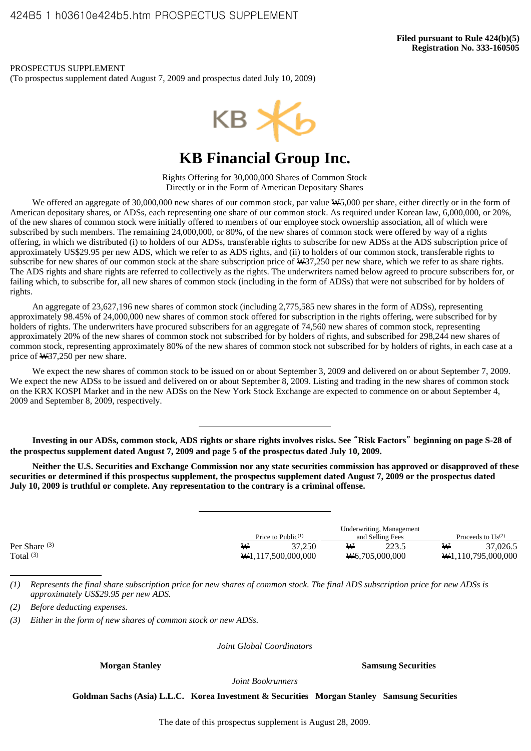424B5 1 h03610e424b5.htm PROSPECTUS SUPPLEMENT

**Filed pursuant to Rule 424(b)(5)**
**Registration No. 333-160505**

PROSPECTUS SUPPLEMENT
(To prospectus supplement dated August 7, 2009 and prospectus dated July 10, 2009)

# KB Financial Group Inc.

Rights Offering for 30,000,000 Shares of Common Stock
Directly or in the Form of American Depositary Shares

We offered an aggregate of 30,000,000 new shares of our common stock, par value ₩5,000 per share, either directly or in the form of American depositary shares, or ADSs, each representing one share of our common stock. As required under Korean law, 6,000,000, or 20%, of the new shares of common stock were initially offered to members of our employee stock ownership association, all of which were subscribed by such members. The remaining 24,000,000, or 80%, of the new shares of common stock were offered by way of a rights offering, in which we distributed (i) to holders of our ADSs, transferable rights to subscribe for new ADSs at the ADS subscription price of approximately US$29.95 per new ADS, which we refer to as ADS rights, and (ii) to holders of our common stock, transferable rights to subscribe for new shares of our common stock at the share subscription price of ₩37,250 per new share, which we refer to as share rights. The ADS rights and share rights are referred to collectively as the rights. The underwriters named below agreed to procure subscribers for, or failing which, to subscribe for, all new shares of common stock (including in the form of ADSs) that were not subscribed for by holders of rights.

An aggregate of 23,627,196 new shares of common stock (including 2,775,585 new shares in the form of ADSs), representing approximately 98.45% of 24,000,000 new shares of common stock offered for subscription in the rights offering, were subscribed for by holders of rights. The underwriters have procured subscribers for an aggregate of 74,560 new shares of common stock, representing approximately 20% of the new shares of common stock not subscribed for by holders of rights, and subscribed for 298,244 new shares of common stock, representing approximately 80% of the new shares of common stock not subscribed for by holders of rights, in each case at a price of ₩37,250 per new share.

We expect the new shares of common stock to be issued on or about September 3, 2009 and delivered on or about September 7, 2009. We expect the new ADSs to be issued and delivered on or about September 8, 2009. Listing and trading in the new shares of common stock on the KRX KOSPI Market and in the new ADSs on the New York Stock Exchange are expected to commence on or about September 4, 2009 and September 8, 2009, respectively.

**Investing in our ADSs, common stock, ADS rights or share rights involves risks. See "Risk Factors" beginning on page S-28 of the prospectus supplement dated August 7, 2009 and page 5 of the prospectus dated July 10, 2009.**

**Neither the U.S. Securities and Exchange Commission nor any state securities commission has approved or disapproved of these securities or determined if this prospectus supplement, the prospectus supplement dated August 7, 2009 or the prospectus dated July 10, 2009 is truthful or complete. Any representation to the contrary is a criminal offense.**

| | Price to Public(1) | Underwriting, Management and Selling Fees | Proceeds to Us(2) |
|---|---|---|---|
| Per Share (3) | ₩ 37,250 | ₩ 223.5 | ₩ 37,026.5 |
| Total (3) | ₩1,117,500,000,000 | ₩6,705,000,000 | ₩1,110,795,000,000 |

*(1) Represents the final share subscription price for new shares of common stock. The final ADS subscription price for new ADSs is approximately US$29.95 per new ADS.*

*(2) Before deducting expenses.*

*(3) Either in the form of new shares of common stock or new ADSs.*

*Joint Global Coordinators*

**Morgan Stanley** **Samsung Securities**

*Joint Bookrunners*

**Goldman Sachs (Asia) L.L.C. Korea Investment & Securities Morgan Stanley Samsung Securities**

The date of this prospectus supplement is August 28, 2009.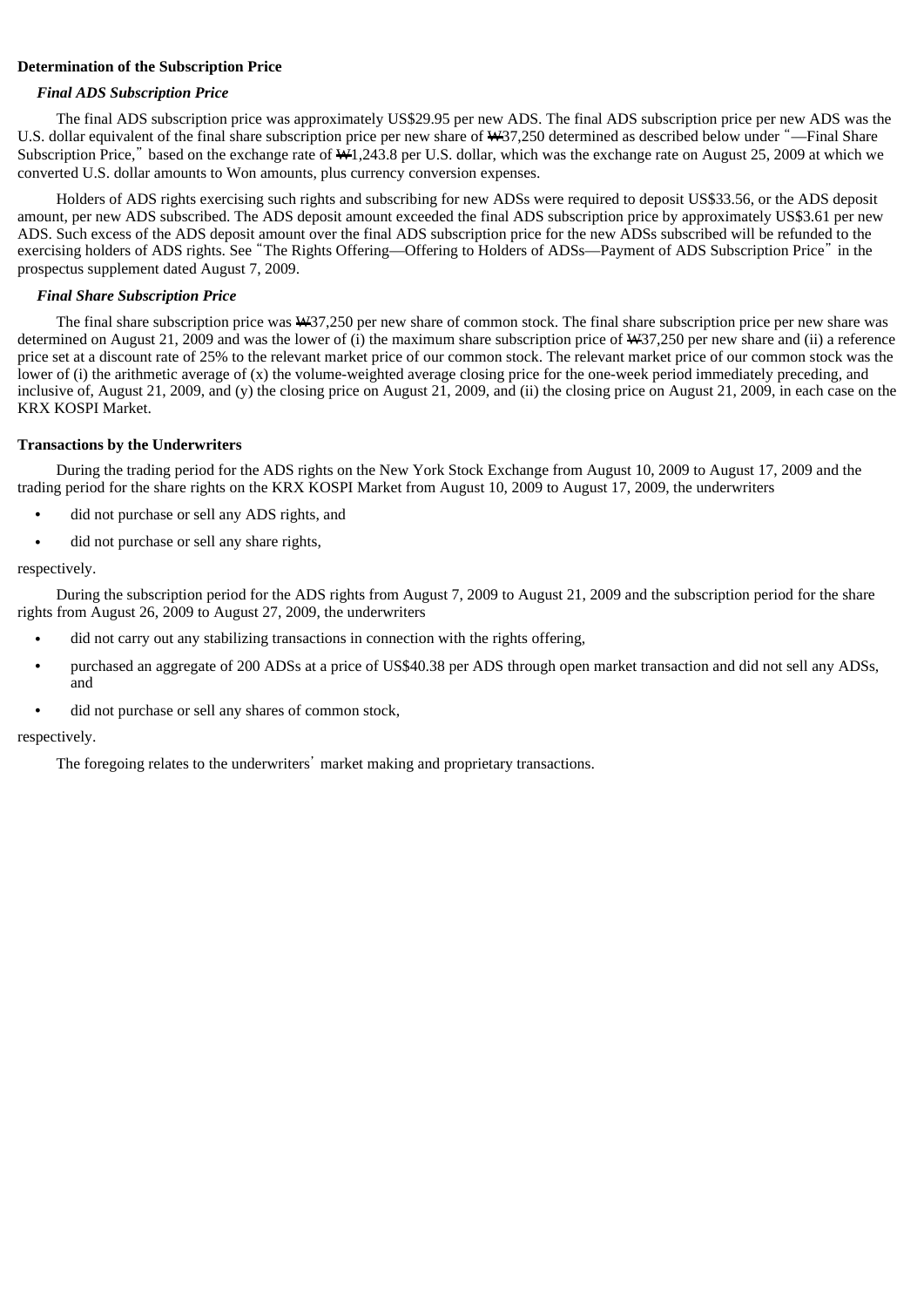**Determination of the Subscription Price**

***Final ADS Subscription Price***

The final ADS subscription price was approximately US$29.95 per new ADS. The final ADS subscription price per new ADS was the U.S. dollar equivalent of the final share subscription price per new share of ₩37,250 determined as described below under "—Final Share Subscription Price," based on the exchange rate of ₩1,243.8 per U.S. dollar, which was the exchange rate on August 25, 2009 at which we converted U.S. dollar amounts to Won amounts, plus currency conversion expenses.

Holders of ADS rights exercising such rights and subscribing for new ADSs were required to deposit US$33.56, or the ADS deposit amount, per new ADS subscribed. The ADS deposit amount exceeded the final ADS subscription price by approximately US$3.61 per new ADS. Such excess of the ADS deposit amount over the final ADS subscription price for the new ADSs subscribed will be refunded to the exercising holders of ADS rights. See "The Rights Offering—Offering to Holders of ADSs—Payment of ADS Subscription Price" in the prospectus supplement dated August 7, 2009.

***Final Share Subscription Price***

The final share subscription price was ₩37,250 per new share of common stock. The final share subscription price per new share was determined on August 21, 2009 and was the lower of (i) the maximum share subscription price of ₩37,250 per new share and (ii) a reference price set at a discount rate of 25% to the relevant market price of our common stock. The relevant market price of our common stock was the lower of (i) the arithmetic average of (x) the volume-weighted average closing price for the one-week period immediately preceding, and inclusive of, August 21, 2009, and (y) the closing price on August 21, 2009, and (ii) the closing price on August 21, 2009, in each case on the KRX KOSPI Market.

**Transactions by the Underwriters**

During the trading period for the ADS rights on the New York Stock Exchange from August 10, 2009 to August 17, 2009 and the trading period for the share rights on the KRX KOSPI Market from August 10, 2009 to August 17, 2009, the underwriters

- did not purchase or sell any ADS rights, and
- did not purchase or sell any share rights,

respectively.

During the subscription period for the ADS rights from August 7, 2009 to August 21, 2009 and the subscription period for the share rights from August 26, 2009 to August 27, 2009, the underwriters

- did not carry out any stabilizing transactions in connection with the rights offering,
- purchased an aggregate of 200 ADSs at a price of US$40.38 per ADS through open market transaction and did not sell any ADSs, and
- did not purchase or sell any shares of common stock,

respectively.

The foregoing relates to the underwriters' market making and proprietary transactions.